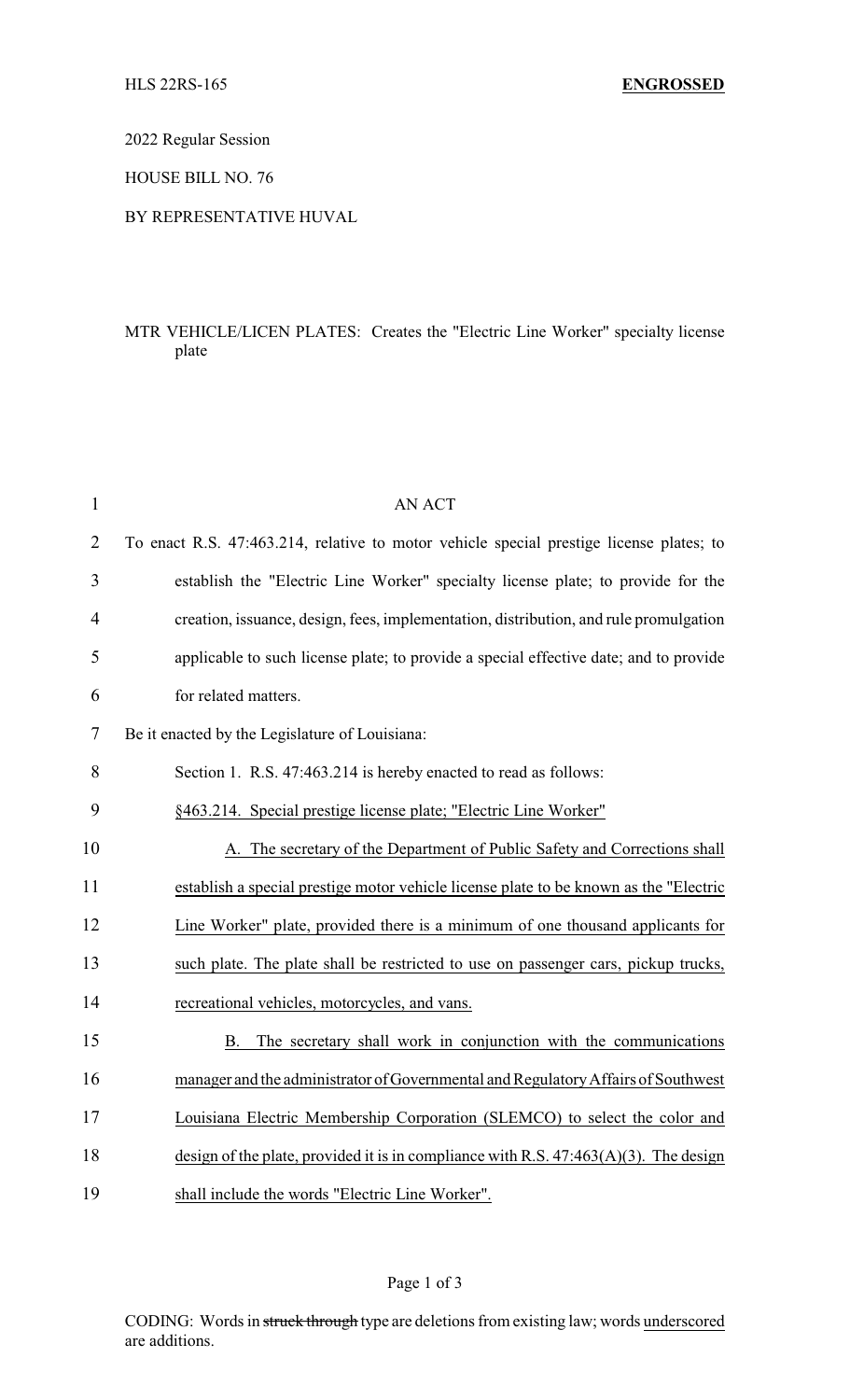HLS 22RS-165 **ENGROSSED**

2022 Regular Session

HOUSE BILL NO. 76

BY REPRESENTATIVE HUVAL

MTR VEHICLE/LICEN PLATES: Creates the "Electric Line Worker" specialty license plate

AN ACT

To enact R.S. 47:463.214, relative to motor vehicle special prestige license plates; to establish the "Electric Line Worker" specialty license plate; to provide for the creation, issuance, design, fees, implementation, distribution, and rule promulgation applicable to such license plate; to provide a special effective date; and to provide for related matters.

Be it enacted by the Legislature of Louisiana:

Section 1. R.S. 47:463.214 is hereby enacted to read as follows:

§463.214. Special prestige license plate; "Electric Line Worker"

A. The secretary of the Department of Public Safety and Corrections shall establish a special prestige motor vehicle license plate to be known as the "Electric Line Worker" plate, provided there is a minimum of one thousand applicants for such plate. The plate shall be restricted to use on passenger cars, pickup trucks, recreational vehicles, motorcycles, and vans.

B. The secretary shall work in conjunction with the communications manager and the administrator of Governmental and Regulatory Affairs of Southwest Louisiana Electric Membership Corporation (SLEMCO) to select the color and design of the plate, provided it is in compliance with R.S. 47:463(A)(3). The design shall include the words "Electric Line Worker".

CODING: Words in ~~struck through~~ type are deletions from existing law; words underscored are additions.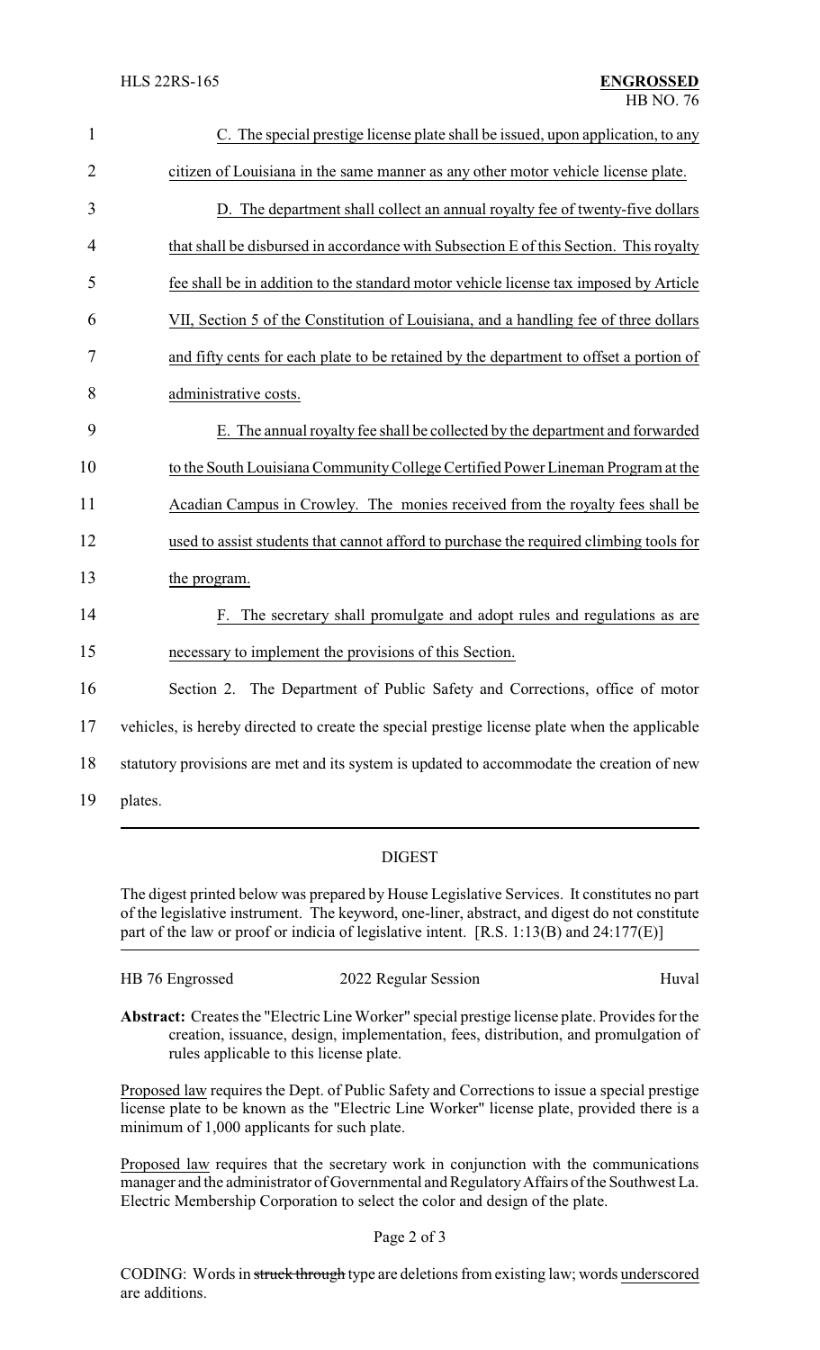C. The special prestige license plate shall be issued, upon application, to any citizen of Louisiana in the same manner as any other motor vehicle license plate.

D. The department shall collect an annual royalty fee of twenty-five dollars that shall be disbursed in accordance with Subsection E of this Section. This royalty fee shall be in addition to the standard motor vehicle license tax imposed by Article VII, Section 5 of the Constitution of Louisiana, and a handling fee of three dollars and fifty cents for each plate to be retained by the department to offset a portion of administrative costs.

E. The annual royalty fee shall be collected by the department and forwarded to the South Louisiana Community College Certified Power Lineman Program at the Acadian Campus in Crowley. The monies received from the royalty fees shall be used to assist students that cannot afford to purchase the required climbing tools for the program.

F. The secretary shall promulgate and adopt rules and regulations as are necessary to implement the provisions of this Section.

Section 2. The Department of Public Safety and Corrections, office of motor vehicles, is hereby directed to create the special prestige license plate when the applicable statutory provisions are met and its system is updated to accommodate the creation of new plates.

## DIGEST

The digest printed below was prepared by House Legislative Services. It constitutes no part of the legislative instrument. The keyword, one-liner, abstract, and digest do not constitute part of the law or proof or indicia of legislative intent. [R.S. 1:13(B) and 24:177(E)]

HB 76 Engrossed 2022 Regular Session Huval

**Abstract:** Creates the "Electric Line Worker" special prestige license plate. Provides for the creation, issuance, design, implementation, fees, distribution, and promulgation of rules applicable to this license plate.

Proposed law requires the Dept. of Public Safety and Corrections to issue a special prestige license plate to be known as the "Electric Line Worker" license plate, provided there is a minimum of 1,000 applicants for such plate.

Proposed law requires that the secretary work in conjunction with the communications manager and the administrator of Governmental and Regulatory Affairs of the Southwest La. Electric Membership Corporation to select the color and design of the plate.

CODING: Words in ~~struck through~~ type are deletions from existing law; words underscored are additions.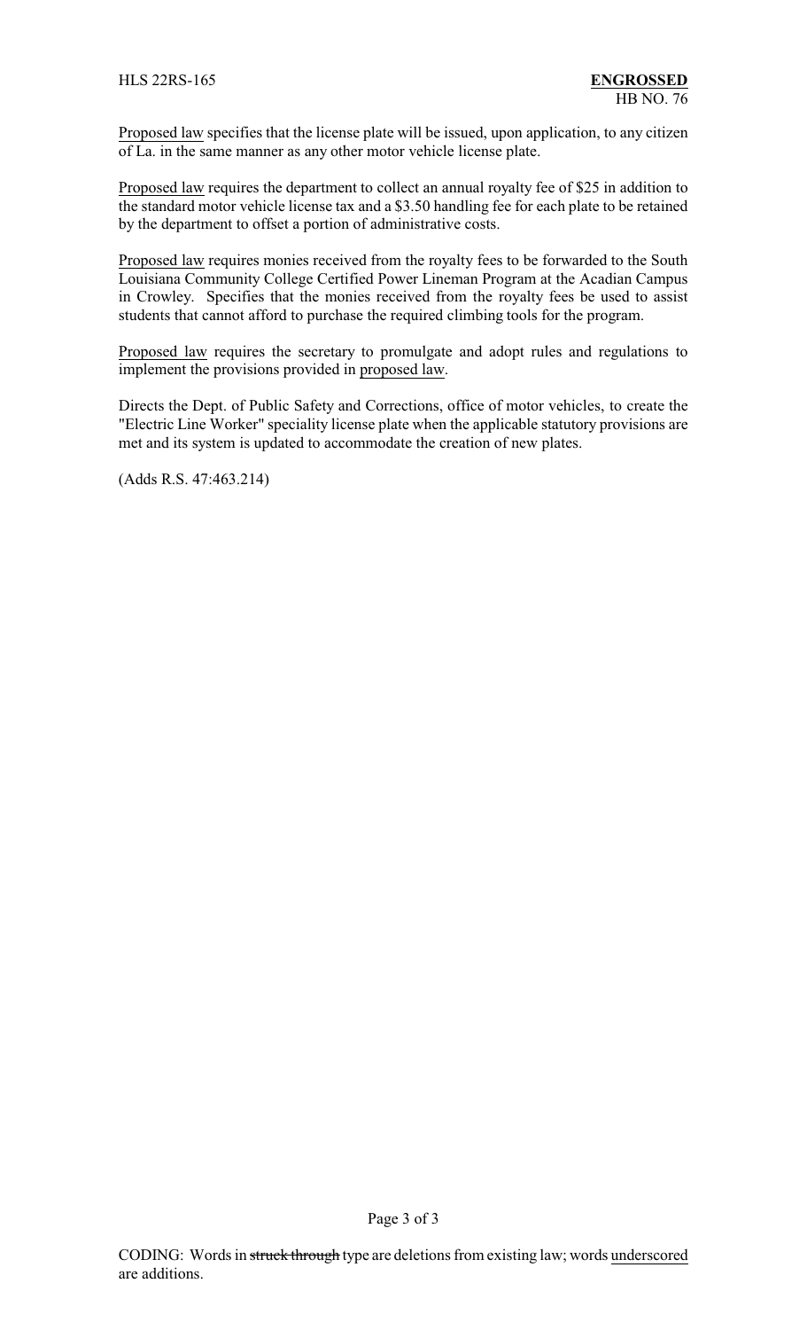Proposed law specifies that the license plate will be issued, upon application, to any citizen of La. in the same manner as any other motor vehicle license plate.

Proposed law requires the department to collect an annual royalty fee of $25 in addition to the standard motor vehicle license tax and a $3.50 handling fee for each plate to be retained by the department to offset a portion of administrative costs.

Proposed law requires monies received from the royalty fees to be forwarded to the South Louisiana Community College Certified Power Lineman Program at the Acadian Campus in Crowley. Specifies that the monies received from the royalty fees be used to assist students that cannot afford to purchase the required climbing tools for the program.

Proposed law requires the secretary to promulgate and adopt rules and regulations to implement the provisions provided in proposed law.

Directs the Dept. of Public Safety and Corrections, office of motor vehicles, to create the "Electric Line Worker" speciality license plate when the applicable statutory provisions are met and its system is updated to accommodate the creation of new plates.

(Adds R.S. 47:463.214)

CODING: Words in ~~struck through~~ type are deletions from existing law; words underscored are additions.